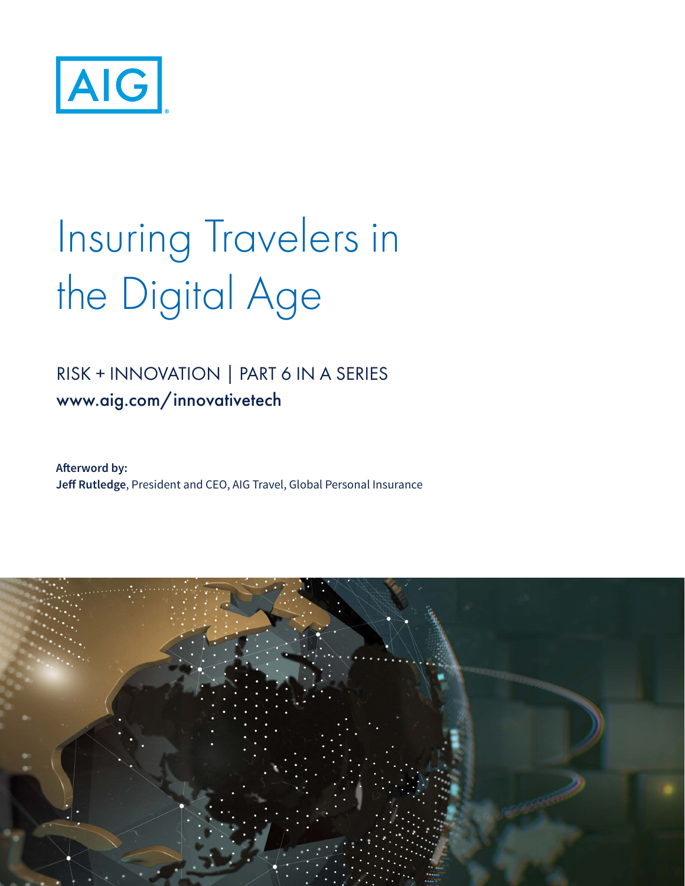AIG

# Insuring Travelers in the Digital Age

RISK + INNOVATION | PART 6 IN A SERIES

www.aig.com/innovativetech

**Afterword by:**
**Jeff Rutledge**, President and CEO, AIG Travel, Global Personal Insurance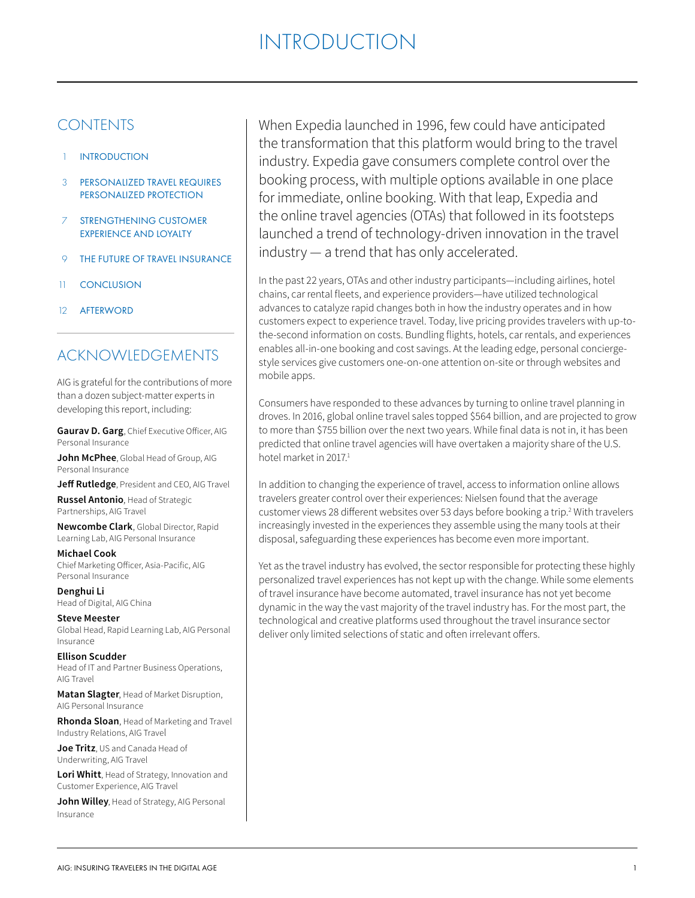# INTRODUCTION

## CONTENTS

1 INTRODUCTION

3 PERSONALIZED TRAVEL REQUIRES PERSONALIZED PROTECTION

7 STRENGTHENING CUSTOMER EXPERIENCE AND LOYALTY

9 THE FUTURE OF TRAVEL INSURANCE

11 CONCLUSION

12 AFTERWORD

## ACKNOWLEDGEMENTS

AIG is grateful for the contributions of more than a dozen subject-matter experts in developing this report, including:

**Gaurav D. Garg**, Chief Executive Officer, AIG Personal Insurance

**John McPhee**, Global Head of Group, AIG Personal Insurance

**Jeff Rutledge**, President and CEO, AIG Travel

**Russel Antonio**, Head of Strategic Partnerships, AIG Travel

**Newcombe Clark**, Global Director, Rapid Learning Lab, AIG Personal Insurance

**Michael Cook**
Chief Marketing Officer, Asia-Pacific, AIG Personal Insurance

**Denghui Li**
Head of Digital, AIG China

**Steve Meester**
Global Head, Rapid Learning Lab, AIG Personal Insurance

**Ellison Scudder**
Head of IT and Partner Business Operations, AIG Travel

**Matan Slagter**, Head of Market Disruption, AIG Personal Insurance

**Rhonda Sloan**, Head of Marketing and Travel Industry Relations, AIG Travel

**Joe Tritz**, US and Canada Head of Underwriting, AIG Travel

**Lori Whitt**, Head of Strategy, Innovation and Customer Experience, AIG Travel

**John Willey**, Head of Strategy, AIG Personal Insurance

When Expedia launched in 1996, few could have anticipated the transformation that this platform would bring to the travel industry. Expedia gave consumers complete control over the booking process, with multiple options available in one place for immediate, online booking. With that leap, Expedia and the online travel agencies (OTAs) that followed in its footsteps launched a trend of technology-driven innovation in the travel industry — a trend that has only accelerated.

In the past 22 years, OTAs and other industry participants—including airlines, hotel chains, car rental fleets, and experience providers—have utilized technological advances to catalyze rapid changes both in how the industry operates and in how customers expect to experience travel. Today, live pricing provides travelers with up-to-the-second information on costs. Bundling flights, hotels, car rentals, and experiences enables all-in-one booking and cost savings. At the leading edge, personal concierge-style services give customers one-on-one attention on-site or through websites and mobile apps.

Consumers have responded to these advances by turning to online travel planning in droves. In 2016, global online travel sales topped $564 billion, and are projected to grow to more than $755 billion over the next two years. While final data is not in, it has been predicted that online travel agencies will have overtaken a majority share of the U.S. hotel market in 2017.[1]

In addition to changing the experience of travel, access to information online allows travelers greater control over their experiences: Nielsen found that the average customer views 28 different websites over 53 days before booking a trip.[2] With travelers increasingly invested in the experiences they assemble using the many tools at their disposal, safeguarding these experiences has become even more important.

Yet as the travel industry has evolved, the sector responsible for protecting these highly personalized travel experiences has not kept up with the change. While some elements of travel insurance have become automated, travel insurance has not yet become dynamic in the way the vast majority of the travel industry has. For the most part, the technological and creative platforms used throughout the travel insurance sector deliver only limited selections of static and often irrelevant offers.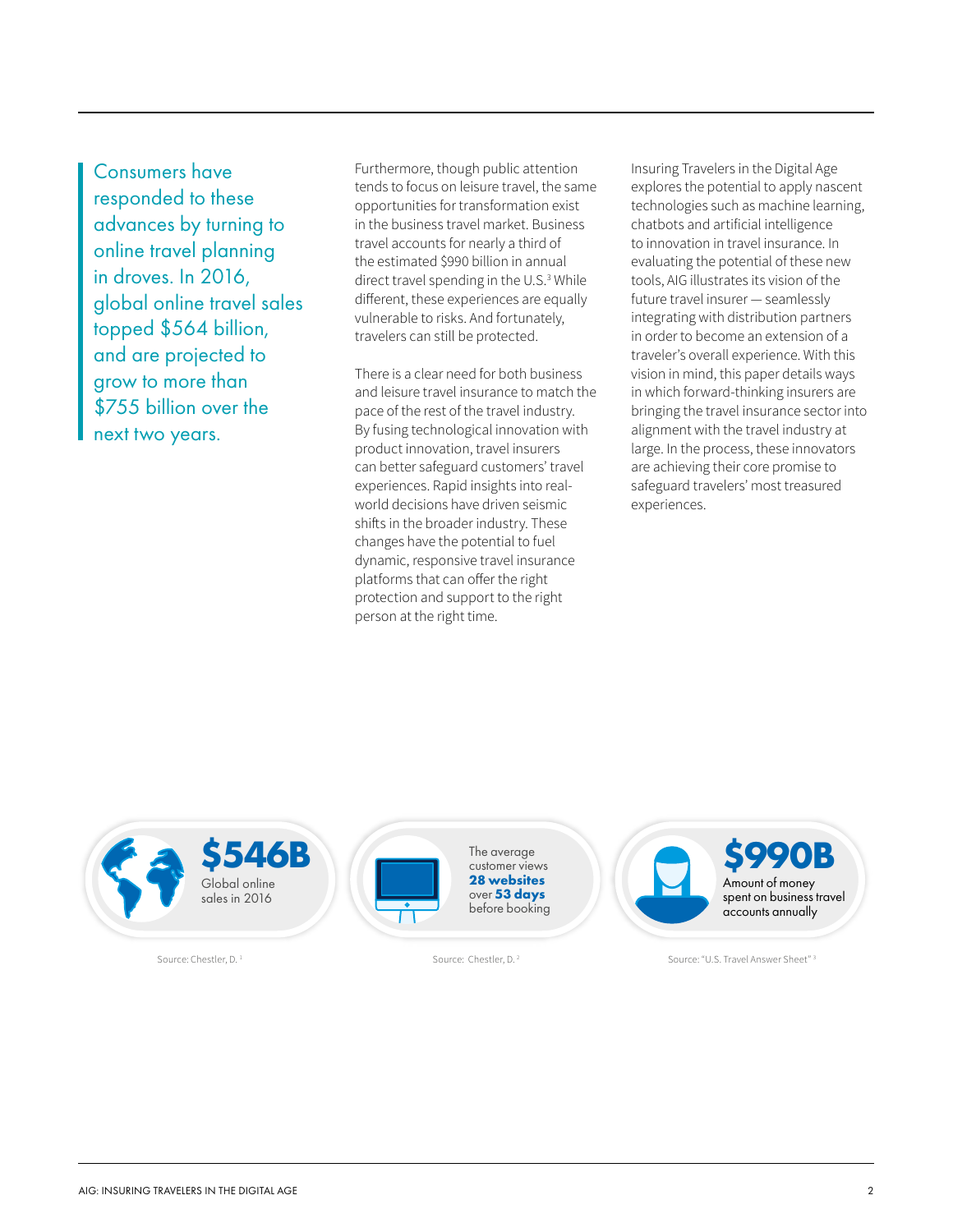> Consumers have responded to these advances by turning to online travel planning in droves. In 2016, global online travel sales topped $564 billion, and are projected to grow to more than $755 billion over the next two years.

Furthermore, though public attention tends to focus on leisure travel, the same opportunities for transformation exist in the business travel market. Business travel accounts for nearly a third of the estimated $990 billion in annual direct travel spending in the U.S.[3] While different, these experiences are equally vulnerable to risks. And fortunately, travelers can still be protected.

There is a clear need for both business and leisure travel insurance to match the pace of the rest of the travel industry. By fusing technological innovation with product innovation, travel insurers can better safeguard customers' travel experiences. Rapid insights into real-world decisions have driven seismic shifts in the broader industry. These changes have the potential to fuel dynamic, responsive travel insurance platforms that can offer the right protection and support to the right person at the right time.

Insuring Travelers in the Digital Age explores the potential to apply nascent technologies such as machine learning, chatbots and artificial intelligence to innovation in travel insurance. In evaluating the potential of these new tools, AIG illustrates its vision of the future travel insurer — seamlessly integrating with distribution partners in order to become an extension of a traveler's overall experience. With this vision in mind, this paper details ways in which forward-thinking insurers are bringing the travel insurance sector into alignment with the travel industry at large. In the process, these innovators are achieving their core promise to safeguard travelers' most treasured experiences.

**$546B**
Global online sales in 2016

Source: Chestler, D. [1]

The average customer views **28 websites** over **53 days** before booking

Source: Chestler, D. [2]

**$990B**
Amount of money spent on business travel accounts annually

Source: "U.S. Travel Answer Sheet" [3]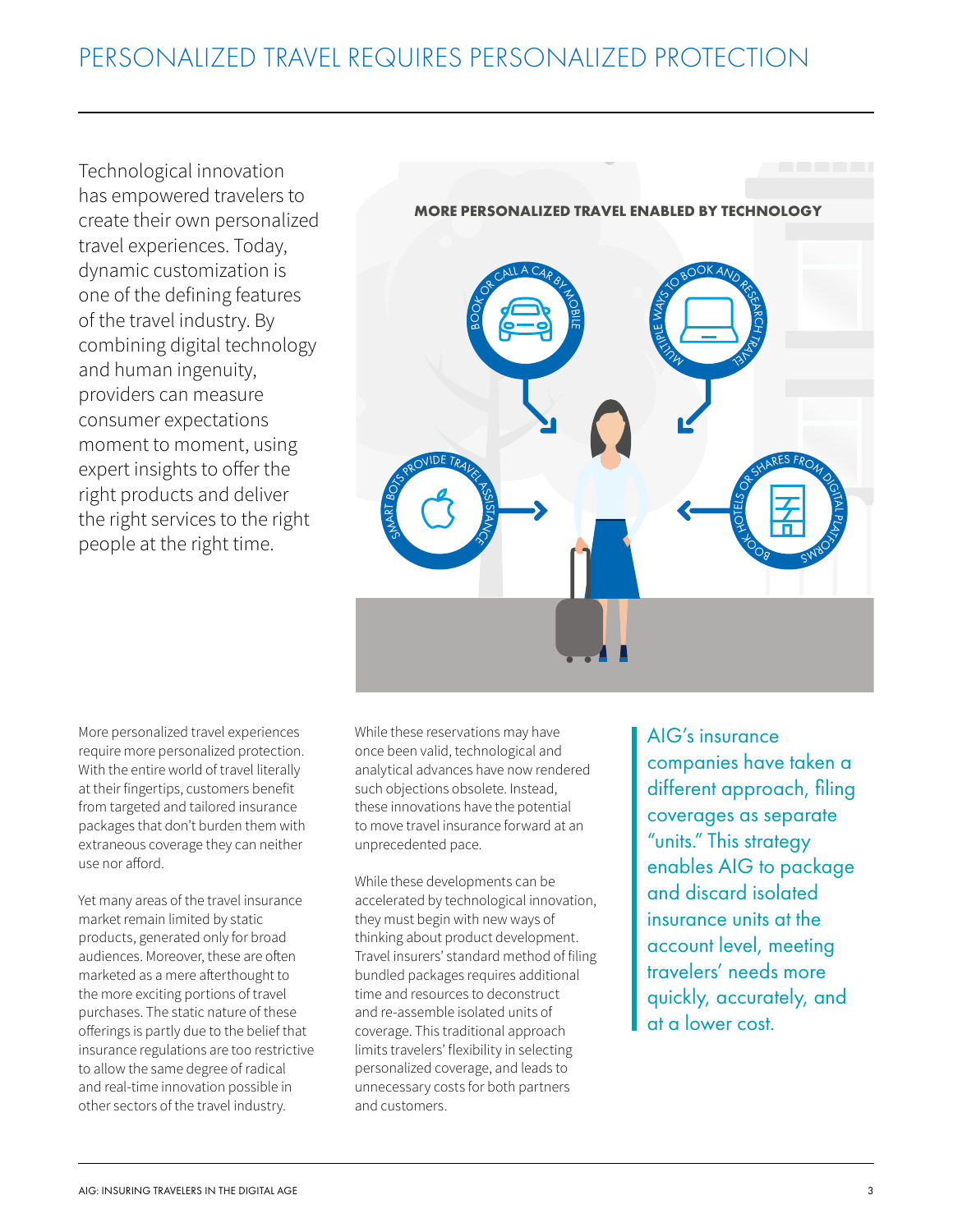# PERSONALIZED TRAVEL REQUIRES PERSONALIZED PROTECTION

Technological innovation has empowered travelers to create their own personalized travel experiences. Today, dynamic customization is one of the defining features of the travel industry. By combining digital technology and human ingenuity, providers can measure consumer expectations moment to moment, using expert insights to offer the right products and deliver the right services to the right people at the right time.

**MORE PERSONALIZED TRAVEL ENABLED BY TECHNOLOGY**

- BOOK OR CALL A CAR BY MOBILE
- MULTIPLE WAYS TO BOOK AND RESEARCH TRAVEL
- SMART BOTS PROVIDE TRAVEL ASSISTANCE
- BOOK HOTELS OR SHARES FROM DIGITAL PLATFORMS

More personalized travel experiences require more personalized protection. With the entire world of travel literally at their fingertips, customers benefit from targeted and tailored insurance packages that don't burden them with extraneous coverage they can neither use nor afford.

Yet many areas of the travel insurance market remain limited by static products, generated only for broad audiences. Moreover, these are often marketed as a mere afterthought to the more exciting portions of travel purchases. The static nature of these offerings is partly due to the belief that insurance regulations are too restrictive to allow the same degree of radical and real-time innovation possible in other sectors of the travel industry.

While these reservations may have once been valid, technological and analytical advances have now rendered such objections obsolete. Instead, these innovations have the potential to move travel insurance forward at an unprecedented pace.

While these developments can be accelerated by technological innovation, they must begin with new ways of thinking about product development. Travel insurers' standard method of filing bundled packages requires additional time and resources to deconstruct and re-assemble isolated units of coverage. This traditional approach limits travelers' flexibility in selecting personalized coverage, and leads to unnecessary costs for both partners and customers.

> AIG's insurance companies have taken a different approach, filing coverages as separate "units." This strategy enables AIG to package and discard isolated insurance units at the account level, meeting travelers' needs more quickly, accurately, and at a lower cost.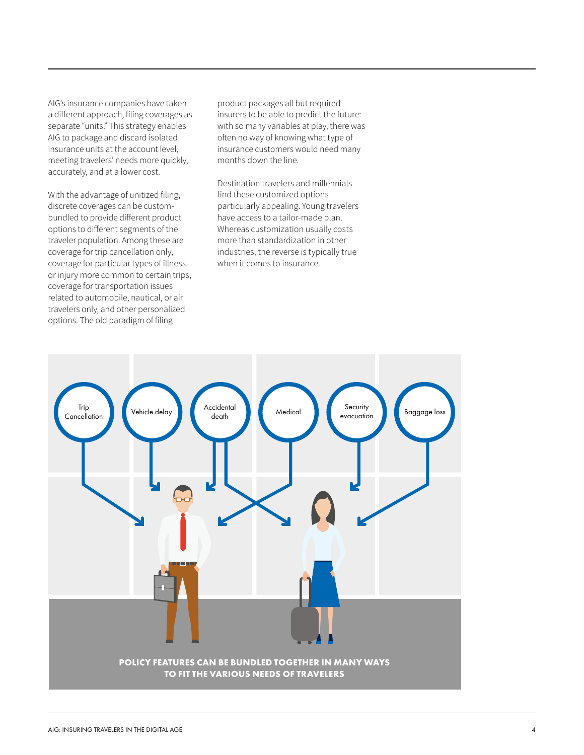AIG's insurance companies have taken a different approach, filing coverages as separate "units." This strategy enables AIG to package and discard isolated insurance units at the account level, meeting travelers' needs more quickly, accurately, and at a lower cost.

With the advantage of unitized filing, discrete coverages can be custom-bundled to provide different product options to different segments of the traveler population. Among these are coverage for trip cancellation only, coverage for particular types of illness or injury more common to certain trips, coverage for transportation issues related to automobile, nautical, or air travelers only, and other personalized options. The old paradigm of filing product packages all but required insurers to be able to predict the future: with so many variables at play, there was often no way of knowing what type of insurance customers would need many months down the line.

Destination travelers and millennials find these customized options particularly appealing. Young travelers have access to a tailor-made plan. Whereas customization usually costs more than standardization in other industries, the reverse is typically true when it comes to insurance.

Trip Cancellation | Vehicle delay | Accidental death | Medical | Security evacuation | Baggage loss

**POLICY FEATURES CAN BE BUNDLED TOGETHER IN MANY WAYS TO FIT THE VARIOUS NEEDS OF TRAVELERS**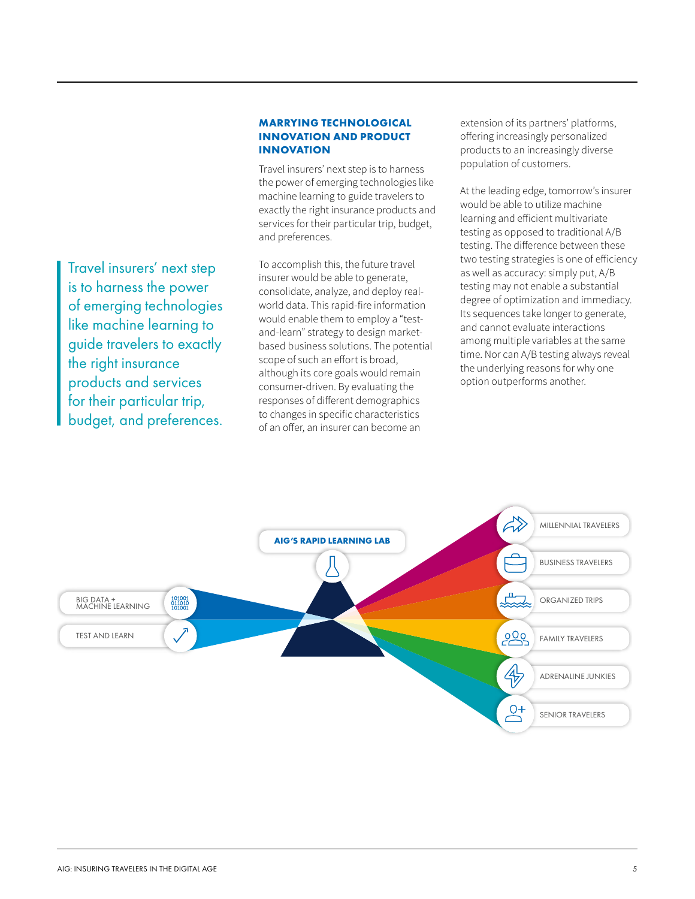> Travel insurers' next step is to harness the power of emerging technologies like machine learning to guide travelers to exactly the right insurance products and services for their particular trip, budget, and preferences.

## MARRYING TECHNOLOGICAL INNOVATION AND PRODUCT INNOVATION

Travel insurers' next step is to harness the power of emerging technologies like machine learning to guide travelers to exactly the right insurance products and services for their particular trip, budget, and preferences.

To accomplish this, the future travel insurer would be able to generate, consolidate, analyze, and deploy real-world data. This rapid-fire information would enable them to employ a "test-and-learn" strategy to design market-based business solutions. The potential scope of such an effort is broad, although its core goals would remain consumer-driven. By evaluating the responses of different demographics to changes in specific characteristics of an offer, an insurer can become an extension of its partners' platforms, offering increasingly personalized products to an increasingly diverse population of customers.

At the leading edge, tomorrow's insurer would be able to utilize machine learning and efficient multivariate testing as opposed to traditional A/B testing. The difference between these two testing strategies is one of efficiency as well as accuracy: simply put, A/B testing may not enable a substantial degree of optimization and immediacy. Its sequences take longer to generate, and cannot evaluate interactions among multiple variables at the same time. Nor can A/B testing always reveal the underlying reasons for why one option outperforms another.

AIG'S RAPID LEARNING LAB

BIG DATA + MACHINE LEARNING

TEST AND LEARN

MILLENNIAL TRAVELERS

BUSINESS TRAVELERS

ORGANIZED TRIPS

FAMILY TRAVELERS

ADRENALINE JUNKIES

SENIOR TRAVELERS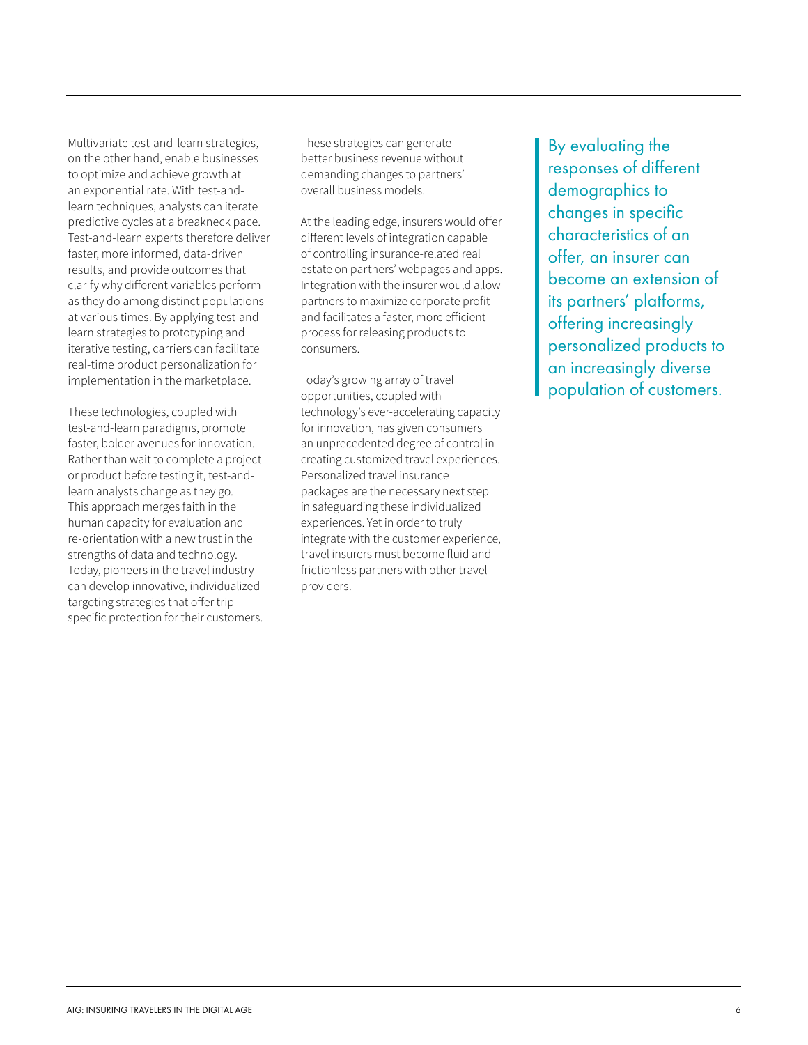Multivariate test-and-learn strategies, on the other hand, enable businesses to optimize and achieve growth at an exponential rate. With test-and-learn techniques, analysts can iterate predictive cycles at a breakneck pace. Test-and-learn experts therefore deliver faster, more informed, data-driven results, and provide outcomes that clarify why different variables perform as they do among distinct populations at various times. By applying test-and-learn strategies to prototyping and iterative testing, carriers can facilitate real-time product personalization for implementation in the marketplace.

These technologies, coupled with test-and-learn paradigms, promote faster, bolder avenues for innovation. Rather than wait to complete a project or product before testing it, test-and-learn analysts change as they go. This approach merges faith in the human capacity for evaluation and re-orientation with a new trust in the strengths of data and technology. Today, pioneers in the travel industry can develop innovative, individualized targeting strategies that offer trip-specific protection for their customers.

These strategies can generate better business revenue without demanding changes to partners' overall business models.

At the leading edge, insurers would offer different levels of integration capable of controlling insurance-related real estate on partners' webpages and apps. Integration with the insurer would allow partners to maximize corporate profit and facilitates a faster, more efficient process for releasing products to consumers.

Today's growing array of travel opportunities, coupled with technology's ever-accelerating capacity for innovation, has given consumers an unprecedented degree of control in creating customized travel experiences. Personalized travel insurance packages are the necessary next step in safeguarding these individualized experiences. Yet in order to truly integrate with the customer experience, travel insurers must become fluid and frictionless partners with other travel providers.

> By evaluating the responses of different demographics to changes in specific characteristics of an offer, an insurer can become an extension of its partners' platforms, offering increasingly personalized products to an increasingly diverse population of customers.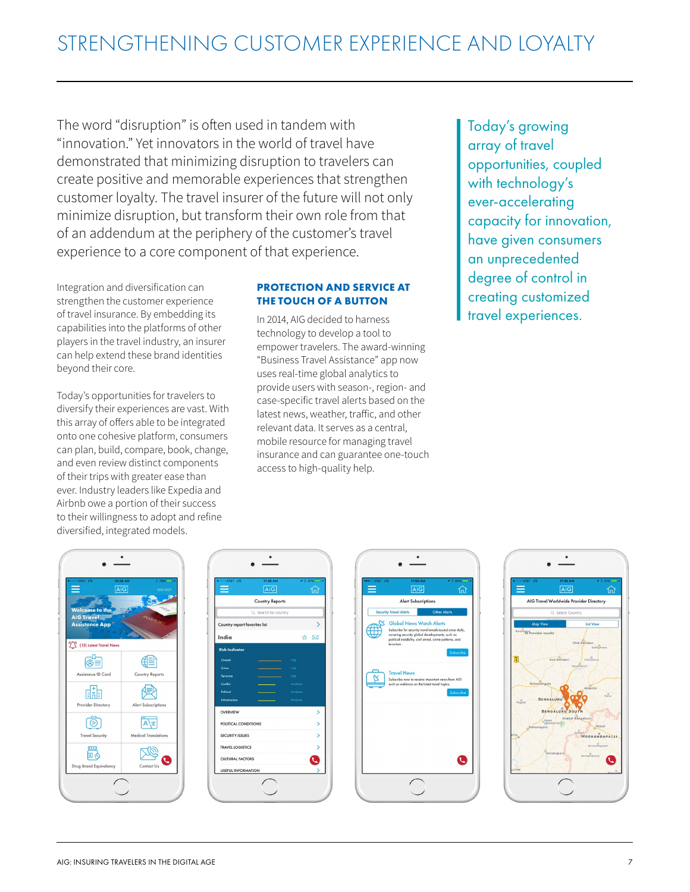# STRENGTHENING CUSTOMER EXPERIENCE AND LOYALTY

The word "disruption" is often used in tandem with "innovation." Yet innovators in the world of travel have demonstrated that minimizing disruption to travelers can create positive and memorable experiences that strengthen customer loyalty. The travel insurer of the future will not only minimize disruption, but transform their own role from that of an addendum at the periphery of the customer's travel experience to a core component of that experience.

Integration and diversification can strengthen the customer experience of travel insurance. By embedding its capabilities into the platforms of other players in the travel industry, an insurer can help extend these brand identities beyond their core.

Today's opportunities for travelers to diversify their experiences are vast. With this array of offers able to be integrated onto one cohesive platform, consumers can plan, build, compare, book, change, and even review distinct components of their trips with greater ease than ever. Industry leaders like Expedia and Airbnb owe a portion of their success to their willingness to adopt and refine diversified, integrated models.

## PROTECTION AND SERVICE AT THE TOUCH OF A BUTTON

In 2014, AIG decided to harness technology to develop a tool to empower travelers. The award-winning "Business Travel Assistance" app now uses real-time global analytics to provide users with season-, region- and case-specific travel alerts based on the latest news, weather, traffic, and other relevant data. It serves as a central, mobile resource for managing travel insurance and can guarantee one-touch access to high-quality help.

> Today's growing array of travel opportunities, coupled with technology's ever-accelerating capacity for innovation, have given consumers an unprecedented degree of control in creating customized travel experiences.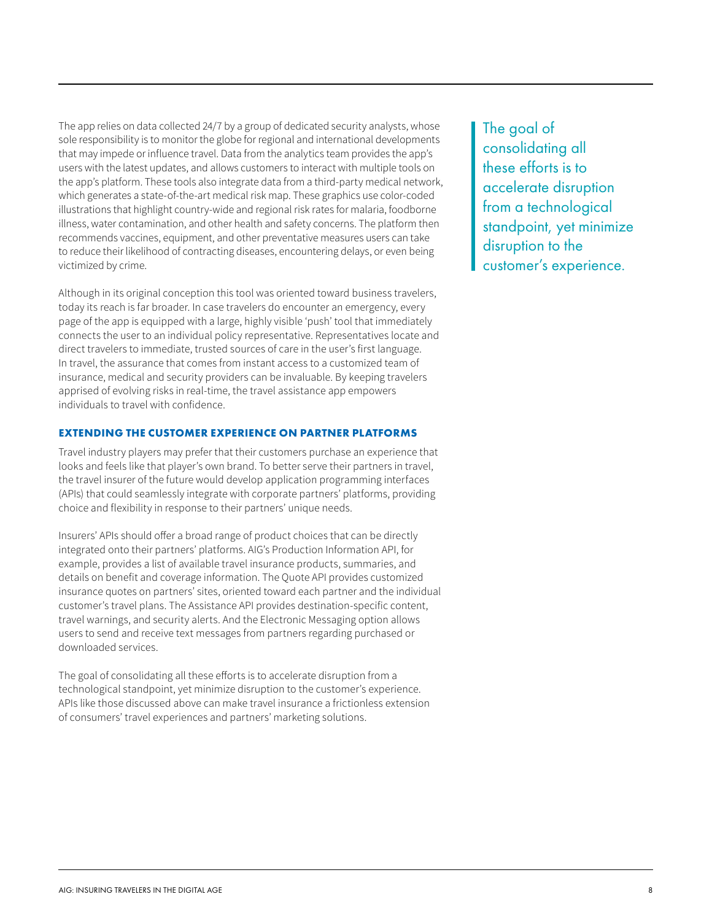The app relies on data collected 24/7 by a group of dedicated security analysts, whose sole responsibility is to monitor the globe for regional and international developments that may impede or influence travel. Data from the analytics team provides the app's users with the latest updates, and allows customers to interact with multiple tools on the app's platform. These tools also integrate data from a third-party medical network, which generates a state-of-the-art medical risk map. These graphics use color-coded illustrations that highlight country-wide and regional risk rates for malaria, foodborne illness, water contamination, and other health and safety concerns. The platform then recommends vaccines, equipment, and other preventative measures users can take to reduce their likelihood of contracting diseases, encountering delays, or even being victimized by crime.

Although in its original conception this tool was oriented toward business travelers, today its reach is far broader. In case travelers do encounter an emergency, every page of the app is equipped with a large, highly visible 'push' tool that immediately connects the user to an individual policy representative. Representatives locate and direct travelers to immediate, trusted sources of care in the user's first language. In travel, the assurance that comes from instant access to a customized team of insurance, medical and security providers can be invaluable. By keeping travelers apprised of evolving risks in real-time, the travel assistance app empowers individuals to travel with confidence.

### EXTENDING THE CUSTOMER EXPERIENCE ON PARTNER PLATFORMS

Travel industry players may prefer that their customers purchase an experience that looks and feels like that player's own brand. To better serve their partners in travel, the travel insurer of the future would develop application programming interfaces (APIs) that could seamlessly integrate with corporate partners' platforms, providing choice and flexibility in response to their partners' unique needs.

Insurers' APIs should offer a broad range of product choices that can be directly integrated onto their partners' platforms. AIG's Production Information API, for example, provides a list of available travel insurance products, summaries, and details on benefit and coverage information. The Quote API provides customized insurance quotes on partners' sites, oriented toward each partner and the individual customer's travel plans. The Assistance API provides destination-specific content, travel warnings, and security alerts. And the Electronic Messaging option allows users to send and receive text messages from partners regarding purchased or downloaded services.

The goal of consolidating all these efforts is to accelerate disruption from a technological standpoint, yet minimize disruption to the customer's experience. APIs like those discussed above can make travel insurance a frictionless extension of consumers' travel experiences and partners' marketing solutions.

> The goal of consolidating all these efforts is to accelerate disruption from a technological standpoint, yet minimize disruption to the customer's experience.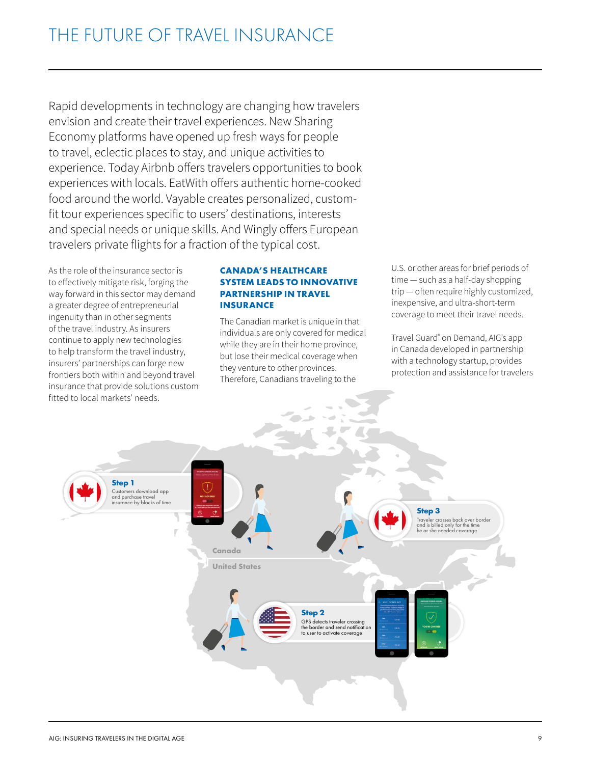# THE FUTURE OF TRAVEL INSURANCE

Rapid developments in technology are changing how travelers envision and create their travel experiences. New Sharing Economy platforms have opened up fresh ways for people to travel, eclectic places to stay, and unique activities to experience. Today Airbnb offers travelers opportunities to book experiences with locals. EatWith offers authentic home-cooked food around the world. Vayable creates personalized, custom-fit tour experiences specific to users' destinations, interests and special needs or unique skills. And Wingly offers European travelers private flights for a fraction of the typical cost.

As the role of the insurance sector is to effectively mitigate risk, forging the way forward in this sector may demand a greater degree of entrepreneurial ingenuity than in other segments of the travel industry. As insurers continue to apply new technologies to help transform the travel industry, insurers' partnerships can forge new frontiers both within and beyond travel insurance that provide solutions custom fitted to local markets' needs.

### CANADA'S HEALTHCARE SYSTEM LEADS TO INNOVATIVE PARTNERSHIP IN TRAVEL INSURANCE

The Canadian market is unique in that individuals are only covered for medical while they are in their home province, but lose their medical coverage when they venture to other provinces. Therefore, Canadians traveling to the U.S. or other areas for brief periods of time — such as a half-day shopping trip — often require highly customized, inexpensive, and ultra-short-term coverage to meet their travel needs.

Travel Guard® on Demand, AIG's app in Canada developed in partnership with a technology startup, provides protection and assistance for travelers

**Step 1**
Customers download app and purchase travel insurance by blocks of time

**Step 2**
GPS detects traveler crossing the border and send notification to user to activate coverage

**Step 3**
Traveler crosses back over border and is billed only for the time he or she needed coverage

Canada

United States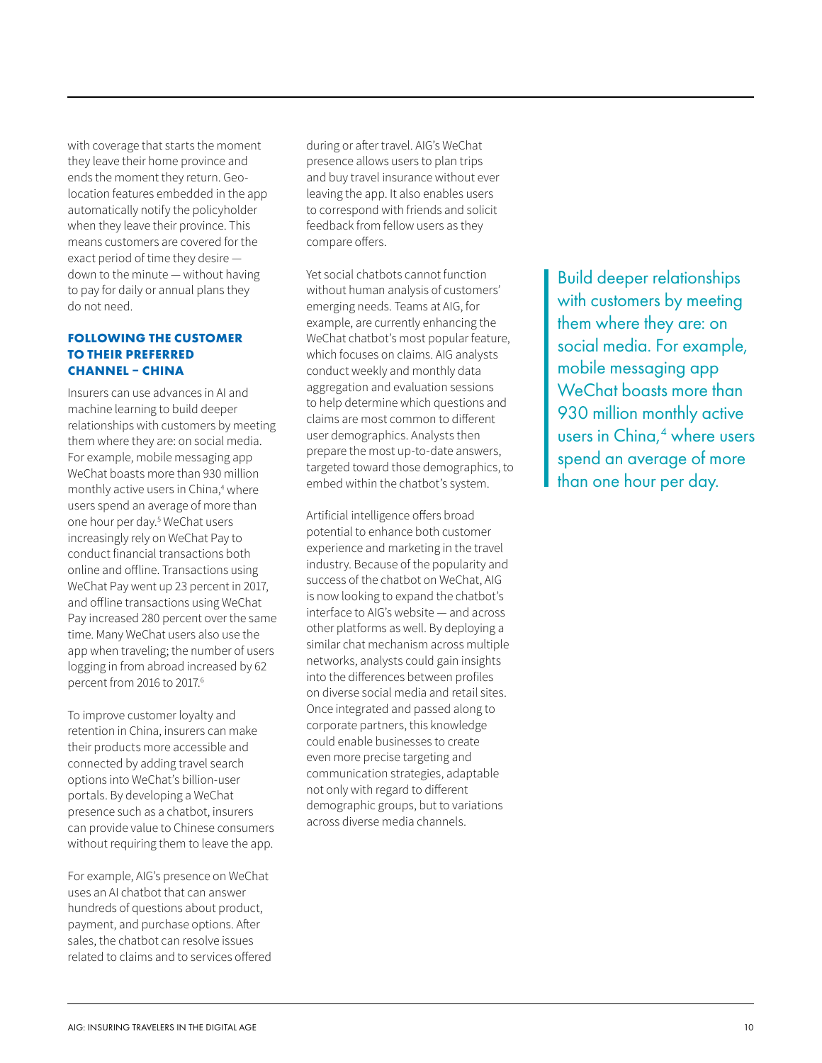with coverage that starts the moment they leave their home province and ends the moment they return. Geo-location features embedded in the app automatically notify the policyholder when they leave their province. This means customers are covered for the exact period of time they desire — down to the minute — without having to pay for daily or annual plans they do not need.

### FOLLOWING THE CUSTOMER TO THEIR PREFERRED CHANNEL – CHINA

Insurers can use advances in AI and machine learning to build deeper relationships with customers by meeting them where they are: on social media. For example, mobile messaging app WeChat boasts more than 930 million monthly active users in China,[4] where users spend an average of more than one hour per day.[5] WeChat users increasingly rely on WeChat Pay to conduct financial transactions both online and offline. Transactions using WeChat Pay went up 23 percent in 2017, and offline transactions using WeChat Pay increased 280 percent over the same time. Many WeChat users also use the app when traveling; the number of users logging in from abroad increased by 62 percent from 2016 to 2017.[6]

To improve customer loyalty and retention in China, insurers can make their products more accessible and connected by adding travel search options into WeChat's billion-user portals. By developing a WeChat presence such as a chatbot, insurers can provide value to Chinese consumers without requiring them to leave the app.

For example, AIG's presence on WeChat uses an AI chatbot that can answer hundreds of questions about product, payment, and purchase options. After sales, the chatbot can resolve issues related to claims and to services offered during or after travel. AIG's WeChat presence allows users to plan trips and buy travel insurance without ever leaving the app. It also enables users to correspond with friends and solicit feedback from fellow users as they compare offers.

Yet social chatbots cannot function without human analysis of customers' emerging needs. Teams at AIG, for example, are currently enhancing the WeChat chatbot's most popular feature, which focuses on claims. AIG analysts conduct weekly and monthly data aggregation and evaluation sessions to help determine which questions and claims are most common to different user demographics. Analysts then prepare the most up-to-date answers, targeted toward those demographics, to embed within the chatbot's system.

Artificial intelligence offers broad potential to enhance both customer experience and marketing in the travel industry. Because of the popularity and success of the chatbot on WeChat, AIG is now looking to expand the chatbot's interface to AIG's website — and across other platforms as well. By deploying a similar chat mechanism across multiple networks, analysts could gain insights into the differences between profiles on diverse social media and retail sites. Once integrated and passed along to corporate partners, this knowledge could enable businesses to create even more precise targeting and communication strategies, adaptable not only with regard to different demographic groups, but to variations across diverse media channels.

> Build deeper relationships with customers by meeting them where they are: on social media. For example, mobile messaging app WeChat boasts more than 930 million monthly active users in China,[4] where users spend an average of more than one hour per day.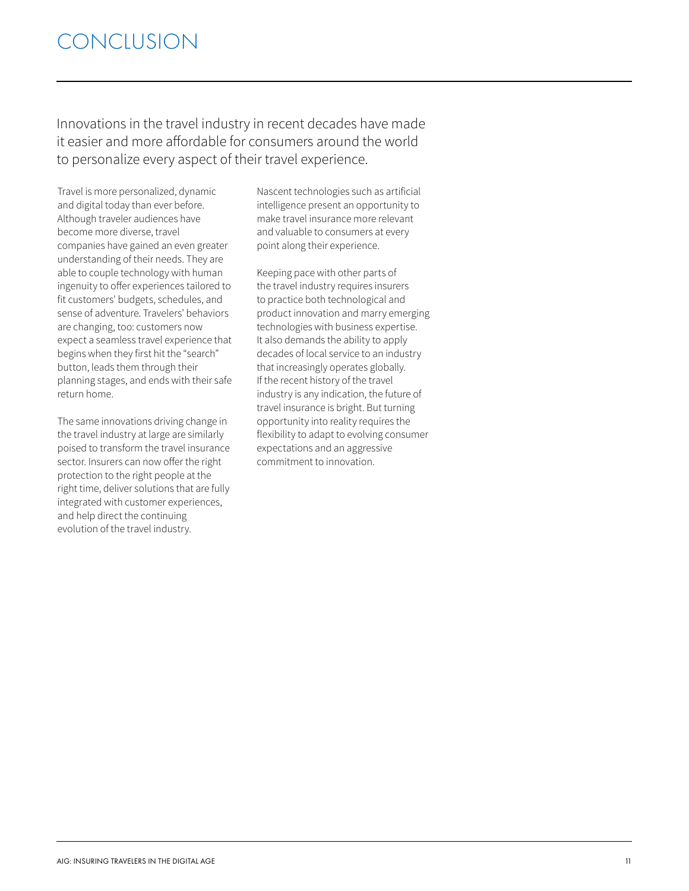# CONCLUSION

Innovations in the travel industry in recent decades have made it easier and more affordable for consumers around the world to personalize every aspect of their travel experience.

Travel is more personalized, dynamic and digital today than ever before. Although traveler audiences have become more diverse, travel companies have gained an even greater understanding of their needs. They are able to couple technology with human ingenuity to offer experiences tailored to fit customers' budgets, schedules, and sense of adventure. Travelers' behaviors are changing, too: customers now expect a seamless travel experience that begins when they first hit the "search" button, leads them through their planning stages, and ends with their safe return home.

The same innovations driving change in the travel industry at large are similarly poised to transform the travel insurance sector. Insurers can now offer the right protection to the right people at the right time, deliver solutions that are fully integrated with customer experiences, and help direct the continuing evolution of the travel industry.

Nascent technologies such as artificial intelligence present an opportunity to make travel insurance more relevant and valuable to consumers at every point along their experience.

Keeping pace with other parts of the travel industry requires insurers to practice both technological and product innovation and marry emerging technologies with business expertise. It also demands the ability to apply decades of local service to an industry that increasingly operates globally. If the recent history of the travel industry is any indication, the future of travel insurance is bright. But turning opportunity into reality requires the flexibility to adapt to evolving consumer expectations and an aggressive commitment to innovation.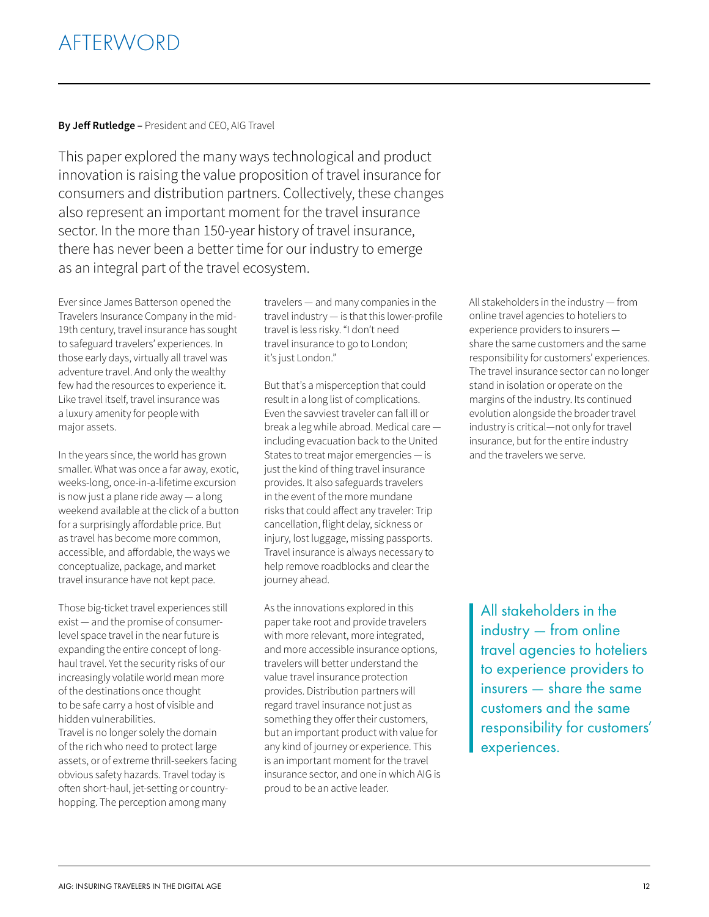# AFTERWORD

**By Jeff Rutledge –** President and CEO, AIG Travel

This paper explored the many ways technological and product innovation is raising the value proposition of travel insurance for consumers and distribution partners. Collectively, these changes also represent an important moment for the travel insurance sector. In the more than 150-year history of travel insurance, there has never been a better time for our industry to emerge as an integral part of the travel ecosystem.

Ever since James Batterson opened the Travelers Insurance Company in the mid-19th century, travel insurance has sought to safeguard travelers' experiences. In those early days, virtually all travel was adventure travel. And only the wealthy few had the resources to experience it. Like travel itself, travel insurance was a luxury amenity for people with major assets.

In the years since, the world has grown smaller. What was once a far away, exotic, weeks-long, once-in-a-lifetime excursion is now just a plane ride away — a long weekend available at the click of a button for a surprisingly affordable price. But as travel has become more common, accessible, and affordable, the ways we conceptualize, package, and market travel insurance have not kept pace.

Those big-ticket travel experiences still exist — and the promise of consumer-level space travel in the near future is expanding the entire concept of long-haul travel. Yet the security risks of our increasingly volatile world mean more of the destinations once thought to be safe carry a host of visible and hidden vulnerabilities.
Travel is no longer solely the domain of the rich who need to protect large assets, or of extreme thrill-seekers facing obvious safety hazards. Travel today is often short-haul, jet-setting or country-hopping. The perception among many travelers — and many companies in the travel industry — is that this lower-profile travel is less risky. "I don't need travel insurance to go to London; it's just London."

But that's a misperception that could result in a long list of complications. Even the savviest traveler can fall ill or break a leg while abroad. Medical care — including evacuation back to the United States to treat major emergencies — is just the kind of thing travel insurance provides. It also safeguards travelers in the event of the more mundane risks that could affect any traveler: Trip cancellation, flight delay, sickness or injury, lost luggage, missing passports. Travel insurance is always necessary to help remove roadblocks and clear the journey ahead.

As the innovations explored in this paper take root and provide travelers with more relevant, more integrated, and more accessible insurance options, travelers will better understand the value travel insurance protection provides. Distribution partners will regard travel insurance not just as something they offer their customers, but an important product with value for any kind of journey or experience. This is an important moment for the travel insurance sector, and one in which AIG is proud to be an active leader.

All stakeholders in the industry — from online travel agencies to hoteliers to experience providers to insurers — share the same customers and the same responsibility for customers' experiences. The travel insurance sector can no longer stand in isolation or operate on the margins of the industry. Its continued evolution alongside the broader travel industry is critical—not only for travel insurance, but for the entire industry and the travelers we serve.

> All stakeholders in the industry — from online travel agencies to hoteliers to experience providers to insurers — share the same customers and the same responsibility for customers' experiences.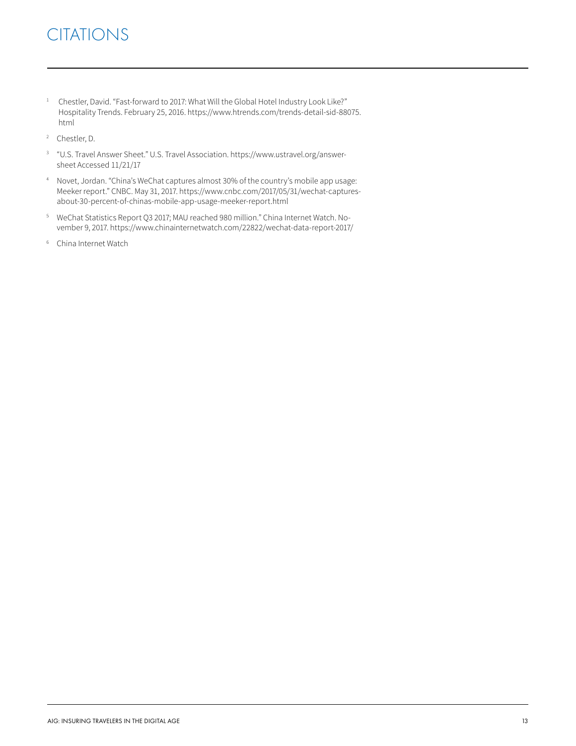# CITATIONS

1. Chestler, David. "Fast-forward to 2017: What Will the Global Hotel Industry Look Like?" Hospitality Trends. February 25, 2016. https://www.htrends.com/trends-detail-sid-88075.html
2. Chestler, D.
3. "U.S. Travel Answer Sheet." U.S. Travel Association. https://www.ustravel.org/answer-sheet Accessed 11/21/17
4. Novet, Jordan. "China's WeChat captures almost 30% of the country's mobile app usage: Meeker report." CNBC. May 31, 2017. https://www.cnbc.com/2017/05/31/wechat-captures-about-30-percent-of-chinas-mobile-app-usage-meeker-report.html
5. WeChat Statistics Report Q3 2017; MAU reached 980 million." China Internet Watch. November 9, 2017. https://www.chinainternetwatch.com/22822/wechat-data-report-2017/
6. China Internet Watch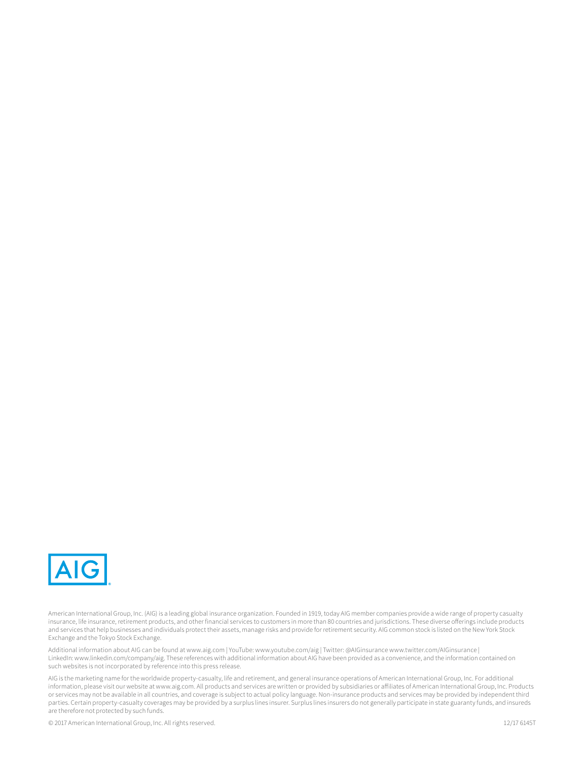AIG

American International Group, Inc. (AIG) is a leading global insurance organization. Founded in 1919, today AIG member companies provide a wide range of property casualty insurance, life insurance, retirement products, and other financial services to customers in more than 80 countries and jurisdictions. These diverse offerings include products and services that help businesses and individuals protect their assets, manage risks and provide for retirement security. AIG common stock is listed on the New York Stock Exchange and the Tokyo Stock Exchange.

Additional information about AIG can be found at www.aig.com | YouTube: www.youtube.com/aig | Twitter: @AIGinsurance www.twitter.com/AIGinsurance | LinkedIn: www.linkedin.com/company/aig. These references with additional information about AIG have been provided as a convenience, and the information contained on such websites is not incorporated by reference into this press release.

AIG is the marketing name for the worldwide property-casualty, life and retirement, and general insurance operations of American International Group, Inc. For additional information, please visit our website at www.aig.com. All products and services are written or provided by subsidiaries or affiliates of American International Group, Inc. Products or services may not be available in all countries, and coverage is subject to actual policy language. Non-insurance products and services may be provided by independent third parties. Certain property-casualty coverages may be provided by a surplus lines insurer. Surplus lines insurers do not generally participate in state guaranty funds, and insureds are therefore not protected by such funds.

© 2017 American International Group, Inc. All rights reserved.

12/17 6145T